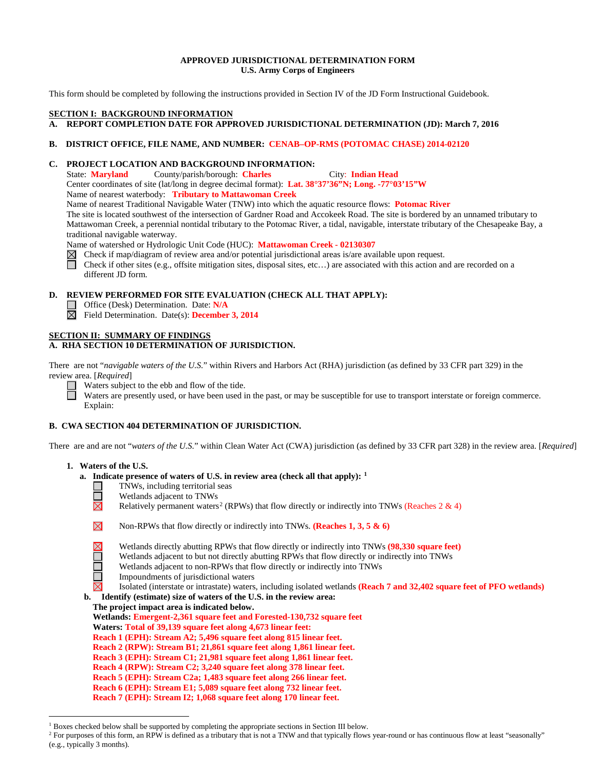**APPROVED JURISDICTIONAL DETERMINATION FORM**
**U.S. Army Corps of Engineers**

This form should be completed by following the instructions provided in Section IV of the JD Form Instructional Guidebook.

## SECTION I: BACKGROUND INFORMATION

**A. REPORT COMPLETION DATE FOR APPROVED JURISDICTIONAL DETERMINATION (JD): March 7, 2016**

**B. DISTRICT OFFICE, FILE NAME, AND NUMBER: CENAB–OP-RMS (POTOMAC CHASE) 2014-02120**

**C. PROJECT LOCATION AND BACKGROUND INFORMATION:**

State: **Maryland** County/parish/borough: **Charles** City: **Indian Head**
Center coordinates of site (lat/long in degree decimal format): **Lat. 38°37'36"N; Long. -77°03'15"W**
Name of nearest waterbody: **Tributary to Mattawoman Creek**
Name of nearest Traditional Navigable Water (TNW) into which the aquatic resource flows: **Potomac River**
The site is located southwest of the intersection of Gardner Road and Accokeek Road. The site is bordered by an unnamed tributary to Mattawoman Creek, a perennial nontidal tributary to the Potomac River, a tidal, navigable, interstate tributary of the Chesapeake Bay, a traditional navigable waterway.
Name of watershed or Hydrologic Unit Code (HUC): **Mattawoman Creek - 02130307**

- ☒ Check if map/diagram of review area and/or potential jurisdictional areas is/are available upon request.
- ☐ Check if other sites (e.g., offsite mitigation sites, disposal sites, etc…) are associated with this action and are recorded on a different JD form.

**D. REVIEW PERFORMED FOR SITE EVALUATION (CHECK ALL THAT APPLY):**

- ☐ Office (Desk) Determination. Date: **N/A**
- ☒ Field Determination. Date(s): **December 3, 2014**

## SECTION II: SUMMARY OF FINDINGS

**A. RHA SECTION 10 DETERMINATION OF JURISDICTION.**

There are not "*navigable waters of the U.S.*" within Rivers and Harbors Act (RHA) jurisdiction (as defined by 33 CFR part 329) in the review area. [*Required*]

- ☐ Waters subject to the ebb and flow of the tide.
- ☐ Waters are presently used, or have been used in the past, or may be susceptible for use to transport interstate or foreign commerce. Explain:

**B. CWA SECTION 404 DETERMINATION OF JURISDICTION.**

There are and are not "*waters of the U.S.*" within Clean Water Act (CWA) jurisdiction (as defined by 33 CFR part 328) in the review area. [*Required*]

**1. Waters of the U.S.**

**a. Indicate presence of waters of U.S. in review area (check all that apply):** [1]

- ☐ TNWs, including territorial seas
- ☐ Wetlands adjacent to TNWs
- ☒ Relatively permanent waters[2] (RPWs) that flow directly or indirectly into TNWs (Reaches 2 & 4)
- ☒ Non-RPWs that flow directly or indirectly into TNWs. **(Reaches 1, 3, 5 & 6)**
- ☒ Wetlands directly abutting RPWs that flow directly or indirectly into TNWs **(98,330 square feet)**
- ☐ Wetlands adjacent to but not directly abutting RPWs that flow directly or indirectly into TNWs
- ☐ Wetlands adjacent to non-RPWs that flow directly or indirectly into TNWs
- ☐ Impoundments of jurisdictional waters
- ☒ Isolated (interstate or intrastate) waters, including isolated wetlands **(Reach 7 and 32,402 square feet of PFO wetlands)**

**b. Identify (estimate) size of waters of the U.S. in the review area:**

**The project impact area is indicated below.**
**Wetlands: Emergent-2,361 square feet and Forested-130,732 square feet**
**Waters: Total of 39,139 square feet along 4,673 linear feet:**
**Reach 1 (EPH): Stream A2; 5,496 square feet along 815 linear feet.**
**Reach 2 (RPW): Stream B1; 21,861 square feet along 1,861 linear feet.**
**Reach 3 (EPH): Stream C1; 21,981 square feet along 1,861 linear feet.**
**Reach 4 (RPW): Stream C2; 3,240 square feet along 378 linear feet.**
**Reach 5 (EPH): Stream C2a; 1,483 square feet along 266 linear feet.**
**Reach 6 (EPH): Stream E1; 5,089 square feet along 732 linear feet.**
**Reach 7 (EPH): Stream I2; 1,068 square feet along 170 linear feet.**

---

[1] Boxes checked below shall be supported by completing the appropriate sections in Section III below.
[2] For purposes of this form, an RPW is defined as a tributary that is not a TNW and that typically flows year-round or has continuous flow at least "seasonally" (e.g., typically 3 months).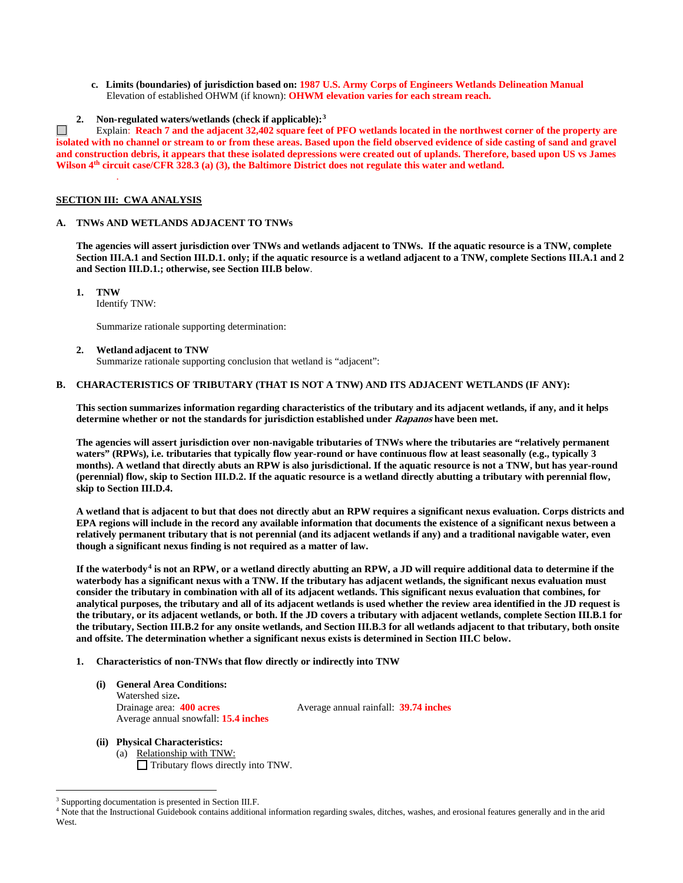**c. Limits (boundaries) of jurisdiction based on:** **1987 U.S. Army Corps of Engineers Wetlands Delineation Manual**
Elevation of established OHWM (if known): **OHWM elevation varies for each stream reach.**

**2. Non-regulated waters/wetlands (check if applicable):**[3]

☐ Explain: **Reach 7 and the adjacent 32,402 square feet of PFO wetlands located in the northwest corner of the property are isolated with no channel or stream to or from these areas. Based upon the field observed evidence of side casting of sand and gravel and construction debris, it appears that these isolated depressions were created out of uplands. Therefore, based upon US vs James Wilson 4th circuit case/CFR 328.3 (a) (3), the Baltimore District does not regulate this water and wetland.**

## SECTION III: CWA ANALYSIS

### A. TNWs AND WETLANDS ADJACENT TO TNWs

**The agencies will assert jurisdiction over TNWs and wetlands adjacent to TNWs. If the aquatic resource is a TNW, complete Section III.A.1 and Section III.D.1. only; if the aquatic resource is a wetland adjacent to a TNW, complete Sections III.A.1 and 2 and Section III.D.1.; otherwise, see Section III.B below**.

**1. TNW**
Identify TNW:

Summarize rationale supporting determination:

**2. Wetland adjacent to TNW**
Summarize rationale supporting conclusion that wetland is "adjacent":

### B. CHARACTERISTICS OF TRIBUTARY (THAT IS NOT A TNW) AND ITS ADJACENT WETLANDS (IF ANY):

**This section summarizes information regarding characteristics of the tributary and its adjacent wetlands, if any, and it helps determine whether or not the standards for jurisdiction established under *Rapanos* have been met.**

**The agencies will assert jurisdiction over non-navigable tributaries of TNWs where the tributaries are "relatively permanent waters" (RPWs), i.e. tributaries that typically flow year-round or have continuous flow at least seasonally (e.g., typically 3 months). A wetland that directly abuts an RPW is also jurisdictional. If the aquatic resource is not a TNW, but has year-round (perennial) flow, skip to Section III.D.2. If the aquatic resource is a wetland directly abutting a tributary with perennial flow, skip to Section III.D.4.**

**A wetland that is adjacent to but that does not directly abut an RPW requires a significant nexus evaluation. Corps districts and EPA regions will include in the record any available information that documents the existence of a significant nexus between a relatively permanent tributary that is not perennial (and its adjacent wetlands if any) and a traditional navigable water, even though a significant nexus finding is not required as a matter of law.**

**If the waterbody[4] is not an RPW, or a wetland directly abutting an RPW, a JD will require additional data to determine if the waterbody has a significant nexus with a TNW. If the tributary has adjacent wetlands, the significant nexus evaluation must consider the tributary in combination with all of its adjacent wetlands. This significant nexus evaluation that combines, for analytical purposes, the tributary and all of its adjacent wetlands is used whether the review area identified in the JD request is the tributary, or its adjacent wetlands, or both. If the JD covers a tributary with adjacent wetlands, complete Section III.B.1 for the tributary, Section III.B.2 for any onsite wetlands, and Section III.B.3 for all wetlands adjacent to that tributary, both onsite and offsite. The determination whether a significant nexus exists is determined in Section III.C below.**

**1. Characteristics of non-TNWs that flow directly or indirectly into TNW**

**(i) General Area Conditions:**
Watershed size**.**
Drainage area: **400 acres**
Average annual rainfall: **39.74 inches**
Average annual snowfall: **15.4 inches**

**(ii) Physical Characteristics:**
(a) Relationship with TNW:
☐ Tributary flows directly into TNW.

---

[3] Supporting documentation is presented in Section III.F.
[4] Note that the Instructional Guidebook contains additional information regarding swales, ditches, washes, and erosional features generally and in the arid West.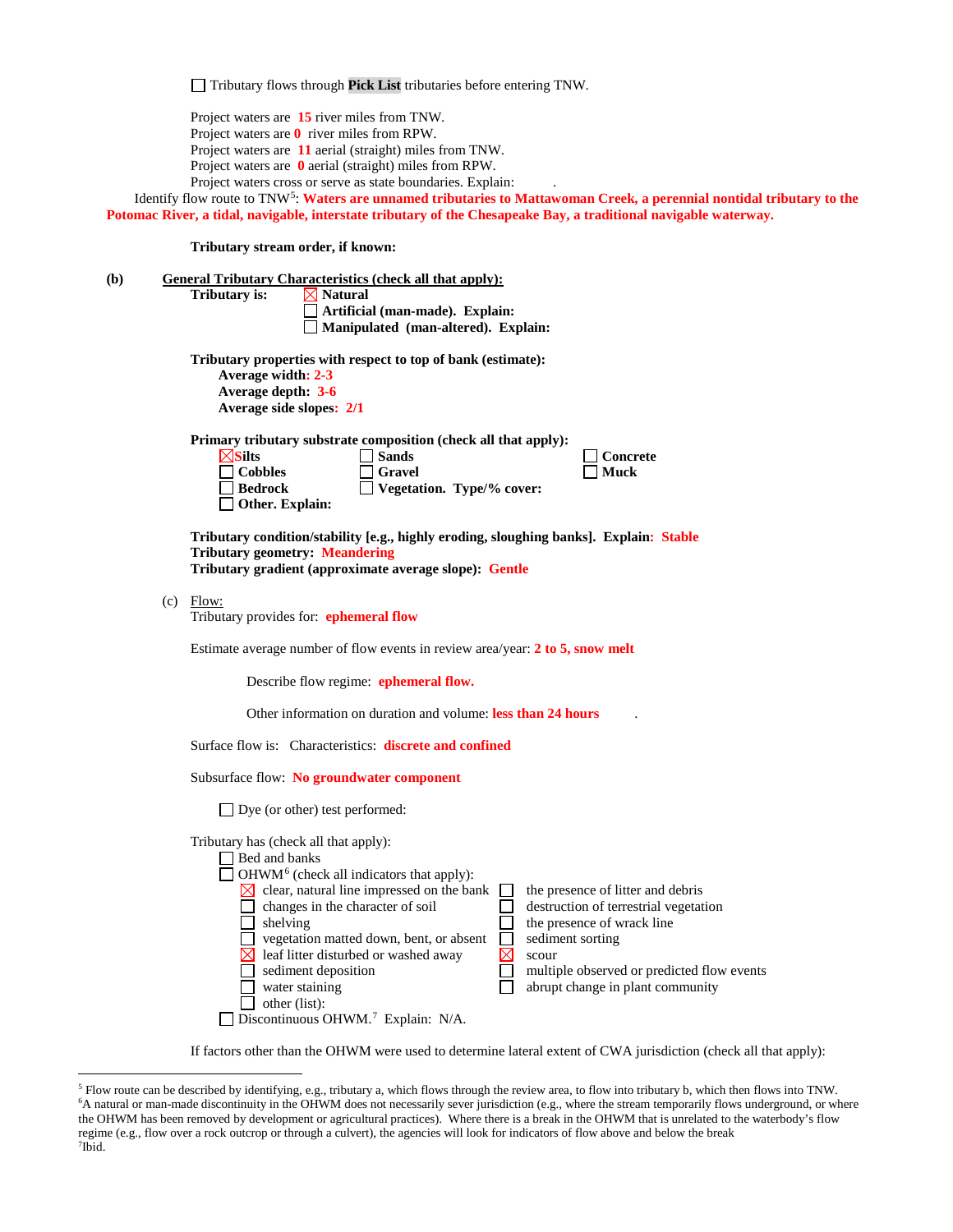☐ Tributary flows through **Pick List** tributaries before entering TNW.

Project waters are **15** river miles from TNW.
Project waters are **0** river miles from RPW.
Project waters are **11** aerial (straight) miles from TNW.
Project waters are **0** aerial (straight) miles from RPW.
Project waters cross or serve as state boundaries. Explain: .

Identify flow route to TNW[5]: **Waters are unnamed tributaries to Mattawoman Creek, a perennial nontidal tributary to the Potomac River, a tidal, navigable, interstate tributary of the Chesapeake Bay, a traditional navigable waterway.**

**Tributary stream order, if known:**

**(b)** **General Tributary Characteristics (check all that apply):**

**Tributary is:**
☒ **Natural**
☐ **Artificial (man-made). Explain:**
☐ **Manipulated (man-altered). Explain:**

**Tributary properties with respect to top of bank (estimate):**
**Average width: 2-3**
**Average depth: 3-6**
**Average side slopes: 2/1**

**Primary tributary substrate composition (check all that apply):**

☒ **Silts**
☐ **Sands**
☐ **Concrete**
☐ **Cobbles**
☐ **Gravel**
☐ **Muck**
☐ **Bedrock**
☐ **Vegetation. Type/% cover:**
☐ **Other. Explain:**

**Tributary condition/stability [e.g., highly eroding, sloughing banks]. Explain: Stable**
**Tributary geometry: Meandering**
**Tributary gradient (approximate average slope): Gentle**

(c) Flow:
Tributary provides for: **ephemeral flow**

Estimate average number of flow events in review area/year: **2 to 5, snow melt**

Describe flow regime: **ephemeral flow.**

Other information on duration and volume: **less than 24 hours** .

Surface flow is: Characteristics: **discrete and confined**

Subsurface flow: **No groundwater component**

☐ Dye (or other) test performed:

Tributary has (check all that apply):
☐ Bed and banks
☐ OHWM[6] (check all indicators that apply):

☒ clear, natural line impressed on the bank
☐ changes in the character of soil
☐ shelving
☐ vegetation matted down, bent, or absent
☒ leaf litter disturbed or washed away
☐ sediment deposition
☐ water staining
☐ other (list):
☐ the presence of litter and debris
☐ destruction of terrestrial vegetation
☐ the presence of wrack line
☐ sediment sorting
☒ scour
☐ multiple observed or predicted flow events
☐ abrupt change in plant community

☐ Discontinuous OHWM.[7] Explain: N/A.

If factors other than the OHWM were used to determine lateral extent of CWA jurisdiction (check all that apply):

---

[5] Flow route can be described by identifying, e.g., tributary a, which flows through the review area, to flow into tributary b, which then flows into TNW.
[6] A natural or man-made discontinuity in the OHWM does not necessarily sever jurisdiction (e.g., where the stream temporarily flows underground, or where the OHWM has been removed by development or agricultural practices). Where there is a break in the OHWM that is unrelated to the waterbody's flow regime (e.g., flow over a rock outcrop or through a culvert), the agencies will look for indicators of flow above and below the break
[7] Ibid.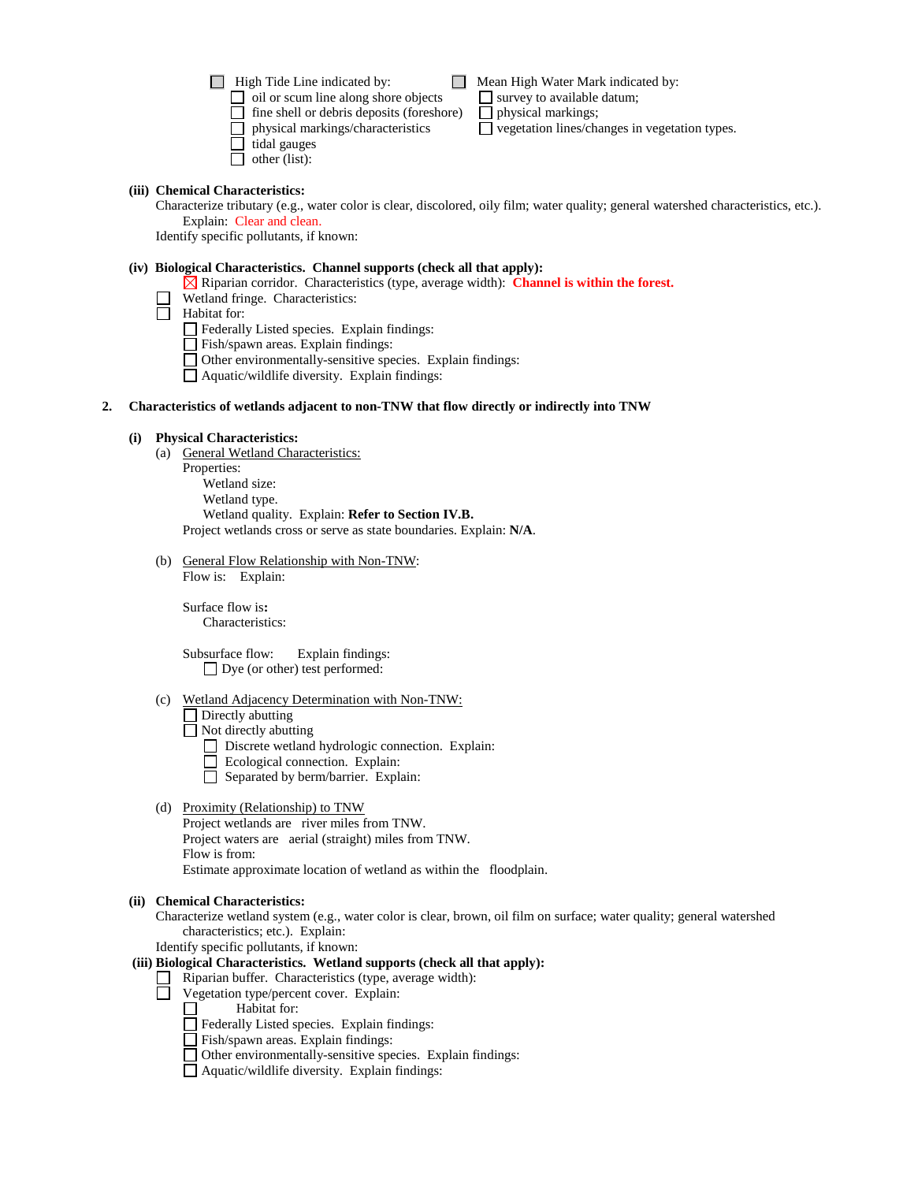☐ High Tide Line indicated by:
- ☐ oil or scum line along shore objects
- ☐ fine shell or debris deposits (foreshore)
- ☐ physical markings/characteristics
- ☐ tidal gauges
- ☐ other (list):

☐ Mean High Water Mark indicated by:
- ☐ survey to available datum;
- ☐ physical markings;
- ☐ vegetation lines/changes in vegetation types.

**(iii) Chemical Characteristics:**

Characterize tributary (e.g., water color is clear, discolored, oily film; water quality; general watershed characteristics, etc.).
Explain: Clear and clean.

Identify specific pollutants, if known:

**(iv) Biological Characteristics. Channel supports (check all that apply):**

☒ Riparian corridor. Characteristics (type, average width): **Channel is within the forest.**

☐ Wetland fringe. Characteristics:

☐ Habitat for:
- ☐ Federally Listed species. Explain findings:
- ☐ Fish/spawn areas. Explain findings:
- ☐ Other environmentally-sensitive species. Explain findings:
- ☐ Aquatic/wildlife diversity. Explain findings:

**2. Characteristics of wetlands adjacent to non-TNW that flow directly or indirectly into TNW**

**(i) Physical Characteristics:**

(a) General Wetland Characteristics:

Properties:

Wetland size:

Wetland type.

Wetland quality. Explain: **Refer to Section IV.B.**

Project wetlands cross or serve as state boundaries. Explain: **N/A**.

(b) General Flow Relationship with Non-TNW:

Flow is: Explain:

Surface flow is**:**

Characteristics:

Subsurface flow: Explain findings:

☐ Dye (or other) test performed:

(c) Wetland Adjacency Determination with Non-TNW:

☐ Directly abutting

☐ Not directly abutting
- ☐ Discrete wetland hydrologic connection. Explain:
- ☐ Ecological connection. Explain:
- ☐ Separated by berm/barrier. Explain:

(d) Proximity (Relationship) to TNW

Project wetlands are river miles from TNW.

Project waters are aerial (straight) miles from TNW.

Flow is from:

Estimate approximate location of wetland as within the floodplain.

**(ii) Chemical Characteristics:**

Characterize wetland system (e.g., water color is clear, brown, oil film on surface; water quality; general watershed characteristics; etc.). Explain:

Identify specific pollutants, if known:

**(iii) Biological Characteristics. Wetland supports (check all that apply):**

☐ Riparian buffer. Characteristics (type, average width):

☐ Vegetation type/percent cover. Explain:

☐ Habitat for:
- ☐ Federally Listed species. Explain findings:
- ☐ Fish/spawn areas. Explain findings:
- ☐ Other environmentally-sensitive species. Explain findings:
- ☐ Aquatic/wildlife diversity. Explain findings: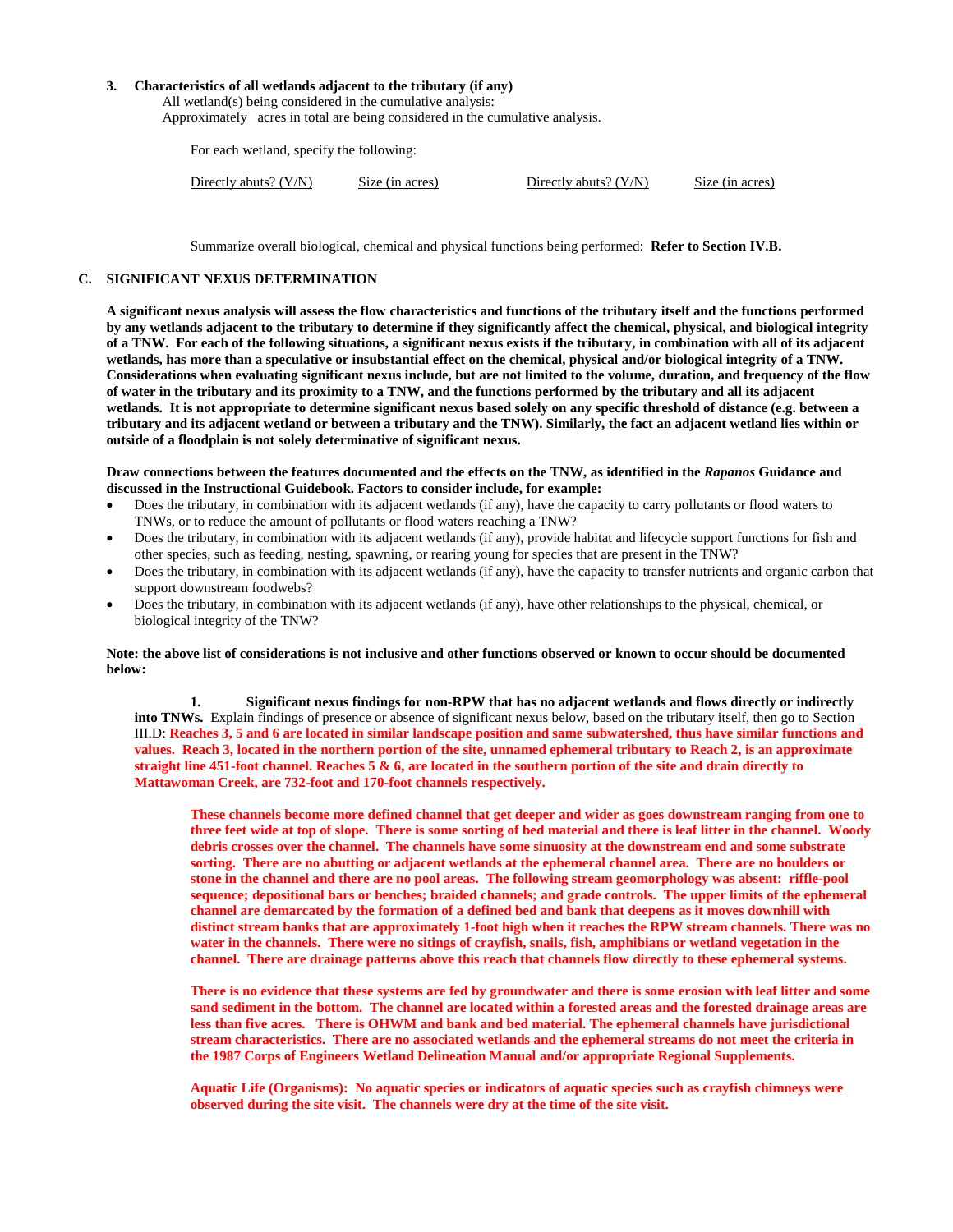**3. Characteristics of all wetlands adjacent to the tributary (if any)**

All wetland(s) being considered in the cumulative analysis:

Approximately acres in total are being considered in the cumulative analysis.

For each wetland, specify the following:

| Directly abuts? (Y/N) | Size (in acres) | Directly abuts? (Y/N) | Size (in acres) |
|---|---|---|---|

Summarize overall biological, chemical and physical functions being performed: **Refer to Section IV.B.**

## C. SIGNIFICANT NEXUS DETERMINATION

**A significant nexus analysis will assess the flow characteristics and functions of the tributary itself and the functions performed by any wetlands adjacent to the tributary to determine if they significantly affect the chemical, physical, and biological integrity of a TNW. For each of the following situations, a significant nexus exists if the tributary, in combination with all of its adjacent wetlands, has more than a speculative or insubstantial effect on the chemical, physical and/or biological integrity of a TNW. Considerations when evaluating significant nexus include, but are not limited to the volume, duration, and frequency of the flow of water in the tributary and its proximity to a TNW, and the functions performed by the tributary and all its adjacent wetlands. It is not appropriate to determine significant nexus based solely on any specific threshold of distance (e.g. between a tributary and its adjacent wetland or between a tributary and the TNW). Similarly, the fact an adjacent wetland lies within or outside of a floodplain is not solely determinative of significant nexus.**

**Draw connections between the features documented and the effects on the TNW, as identified in the *Rapanos* Guidance and discussed in the Instructional Guidebook. Factors to consider include, for example:**

- Does the tributary, in combination with its adjacent wetlands (if any), have the capacity to carry pollutants or flood waters to TNWs, or to reduce the amount of pollutants or flood waters reaching a TNW?
- Does the tributary, in combination with its adjacent wetlands (if any), provide habitat and lifecycle support functions for fish and other species, such as feeding, nesting, spawning, or rearing young for species that are present in the TNW?
- Does the tributary, in combination with its adjacent wetlands (if any), have the capacity to transfer nutrients and organic carbon that support downstream foodwebs?
- Does the tributary, in combination with its adjacent wetlands (if any), have other relationships to the physical, chemical, or biological integrity of the TNW?

**Note: the above list of considerations is not inclusive and other functions observed or known to occur should be documented below:**

**1. Significant nexus findings for non-RPW that has no adjacent wetlands and flows directly or indirectly into TNWs.** Explain findings of presence or absence of significant nexus below, based on the tributary itself, then go to Section III.D: **Reaches 3, 5 and 6 are located in similar landscape position and same subwatershed, thus have similar functions and values. Reach 3, located in the northern portion of the site, unnamed ephemeral tributary to Reach 2, is an approximate straight line 451-foot channel. Reaches 5 & 6, are located in the southern portion of the site and drain directly to Mattawoman Creek, are 732-foot and 170-foot channels respectively.**

**These channels become more defined channel that get deeper and wider as goes downstream ranging from one to three feet wide at top of slope. There is some sorting of bed material and there is leaf litter in the channel. Woody debris crosses over the channel. The channels have some sinuosity at the downstream end and some substrate sorting. There are no abutting or adjacent wetlands at the ephemeral channel area. There are no boulders or stone in the channel and there are no pool areas. The following stream geomorphology was absent: riffle-pool sequence; depositional bars or benches; braided channels; and grade controls. The upper limits of the ephemeral channel are demarcated by the formation of a defined bed and bank that deepens as it moves downhill with distinct stream banks that are approximately 1-foot high when it reaches the RPW stream channels. There was no water in the channels. There were no sitings of crayfish, snails, fish, amphibians or wetland vegetation in the channel. There are drainage patterns above this reach that channels flow directly to these ephemeral systems.**

**There is no evidence that these systems are fed by groundwater and there is some erosion with leaf litter and some sand sediment in the bottom. The channel are located within a forested areas and the forested drainage areas are less than five acres. There is OHWM and bank and bed material. The ephemeral channels have jurisdictional stream characteristics. There are no associated wetlands and the ephemeral streams do not meet the criteria in the 1987 Corps of Engineers Wetland Delineation Manual and/or appropriate Regional Supplements.**

**Aquatic Life (Organisms): No aquatic species or indicators of aquatic species such as crayfish chimneys were observed during the site visit. The channels were dry at the time of the site visit.**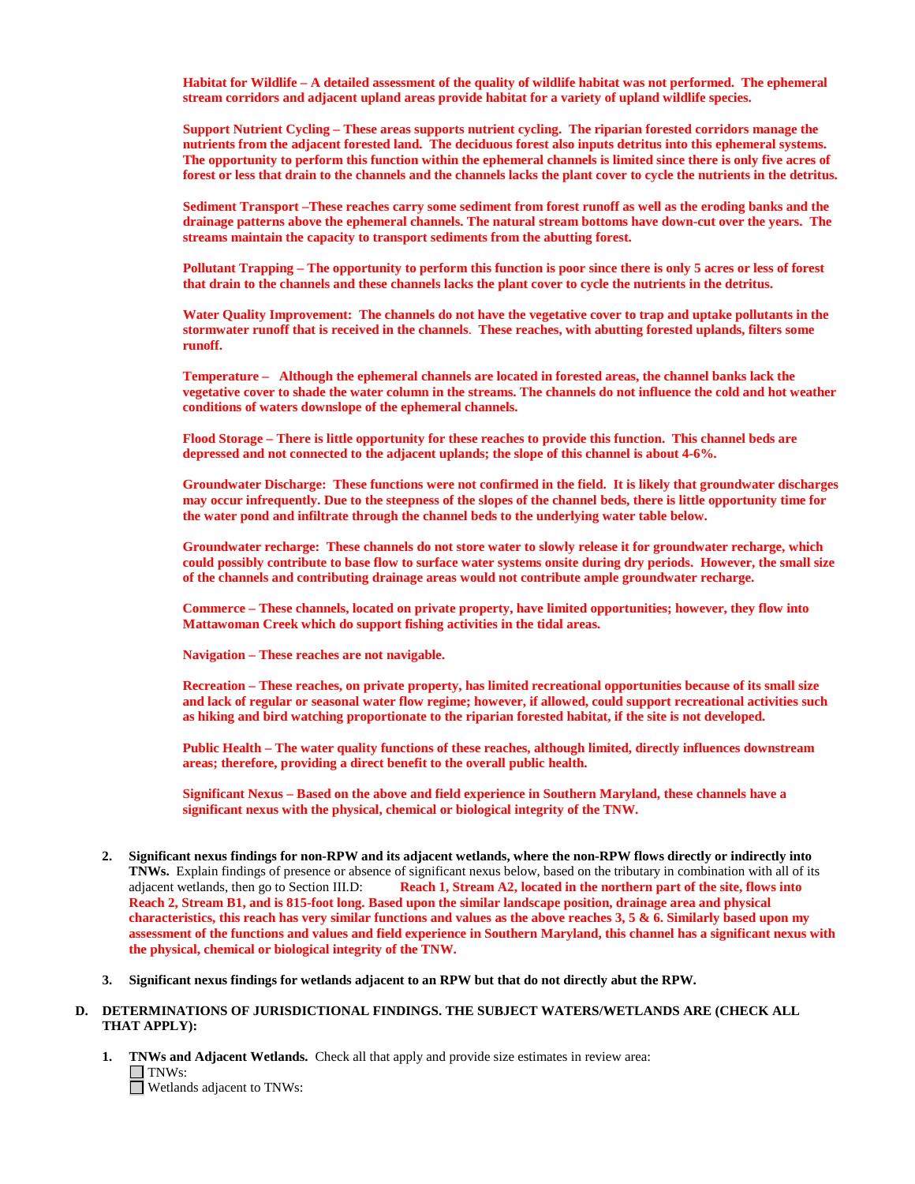**Habitat for Wildlife – A detailed assessment of the quality of wildlife habitat was not performed. The ephemeral stream corridors and adjacent upland areas provide habitat for a variety of upland wildlife species.**

**Support Nutrient Cycling – These areas supports nutrient cycling. The riparian forested corridors manage the nutrients from the adjacent forested land. The deciduous forest also inputs detritus into this ephemeral systems. The opportunity to perform this function within the ephemeral channels is limited since there is only five acres of forest or less that drain to the channels and the channels lacks the plant cover to cycle the nutrients in the detritus.**

**Sediment Transport –These reaches carry some sediment from forest runoff as well as the eroding banks and the drainage patterns above the ephemeral channels. The natural stream bottoms have down-cut over the years. The streams maintain the capacity to transport sediments from the abutting forest.**

**Pollutant Trapping – The opportunity to perform this function is poor since there is only 5 acres or less of forest that drain to the channels and these channels lacks the plant cover to cycle the nutrients in the detritus.**

**Water Quality Improvement: The channels do not have the vegetative cover to trap and uptake pollutants in the stormwater runoff that is received in the channels. These reaches, with abutting forested uplands, filters some runoff.**

**Temperature – Although the ephemeral channels are located in forested areas, the channel banks lack the vegetative cover to shade the water column in the streams. The channels do not influence the cold and hot weather conditions of waters downslope of the ephemeral channels.**

**Flood Storage – There is little opportunity for these reaches to provide this function. This channel beds are depressed and not connected to the adjacent uplands; the slope of this channel is about 4-6%.**

**Groundwater Discharge: These functions were not confirmed in the field. It is likely that groundwater discharges may occur infrequently. Due to the steepness of the slopes of the channel beds, there is little opportunity time for the water pond and infiltrate through the channel beds to the underlying water table below.**

**Groundwater recharge: These channels do not store water to slowly release it for groundwater recharge, which could possibly contribute to base flow to surface water systems onsite during dry periods. However, the small size of the channels and contributing drainage areas would not contribute ample groundwater recharge.**

**Commerce – These channels, located on private property, have limited opportunities; however, they flow into Mattawoman Creek which do support fishing activities in the tidal areas.**

**Navigation – These reaches are not navigable.**

**Recreation – These reaches, on private property, has limited recreational opportunities because of its small size and lack of regular or seasonal water flow regime; however, if allowed, could support recreational activities such as hiking and bird watching proportionate to the riparian forested habitat, if the site is not developed.**

**Public Health – The water quality functions of these reaches, although limited, directly influences downstream areas; therefore, providing a direct benefit to the overall public health.**

**Significant Nexus – Based on the above and field experience in Southern Maryland, these channels have a significant nexus with the physical, chemical or biological integrity of the TNW.**

2. **Significant nexus findings for non-RPW and its adjacent wetlands, where the non-RPW flows directly or indirectly into TNWs.** Explain findings of presence or absence of significant nexus below, based on the tributary in combination with all of its adjacent wetlands, then go to Section III.D: **Reach 1, Stream A2, located in the northern part of the site, flows into Reach 2, Stream B1, and is 815-foot long. Based upon the similar landscape position, drainage area and physical characteristics, this reach has very similar functions and values as the above reaches 3, 5 & 6. Similarly based upon my assessment of the functions and values and field experience in Southern Maryland, this channel has a significant nexus with the physical, chemical or biological integrity of the TNW.**

3. **Significant nexus findings for wetlands adjacent to an RPW but that do not directly abut the RPW.**

**D. DETERMINATIONS OF JURISDICTIONAL FINDINGS. THE SUBJECT WATERS/WETLANDS ARE (CHECK ALL THAT APPLY):**

1. **TNWs and Adjacent Wetlands.** Check all that apply and provide size estimates in review area:
   - ☐ TNWs:
   - ☐ Wetlands adjacent to TNWs: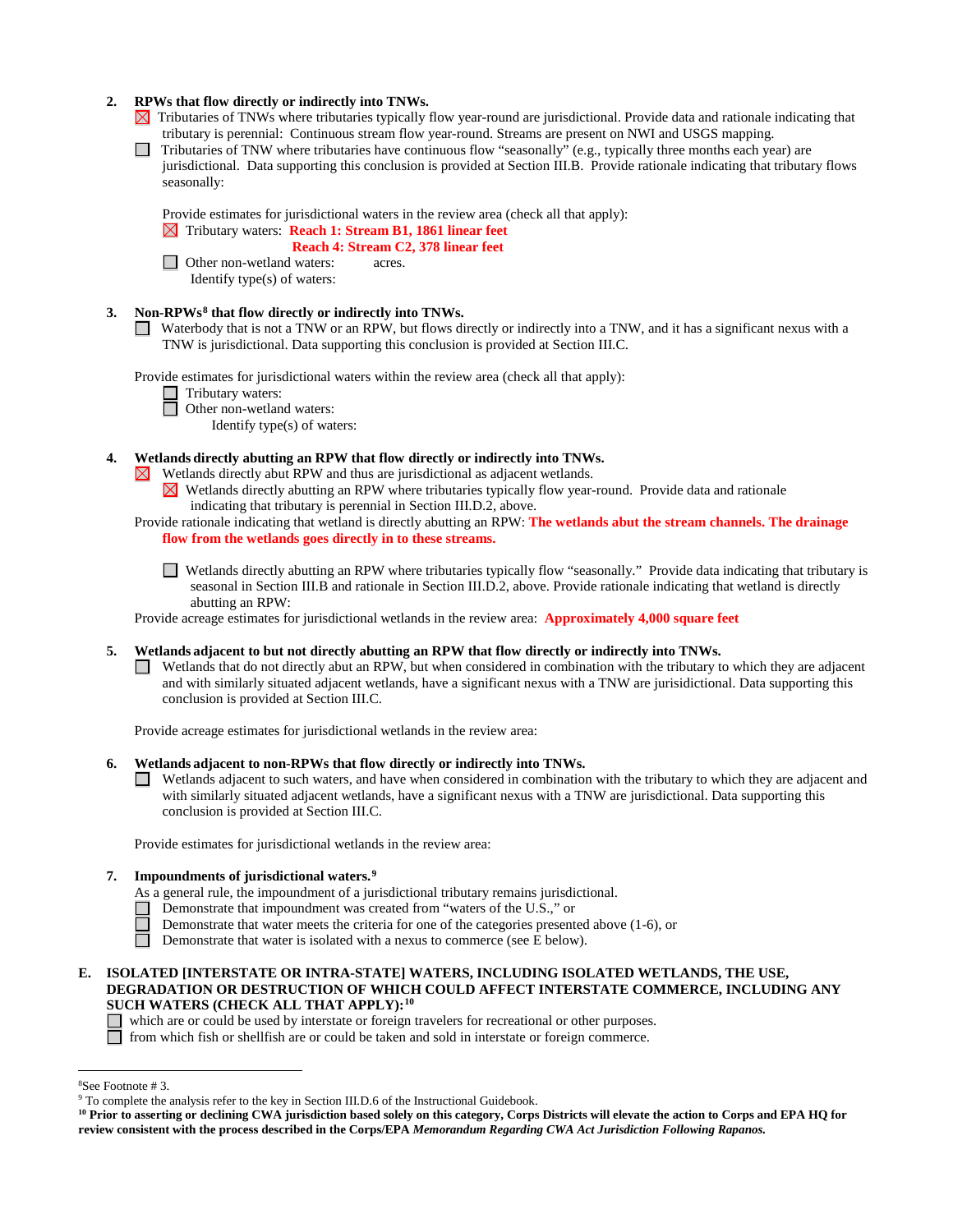**2. RPWs that flow directly or indirectly into TNWs.**

☒ Tributaries of TNWs where tributaries typically flow year-round are jurisdictional. Provide data and rationale indicating that tributary is perennial: Continuous stream flow year-round. Streams are present on NWI and USGS mapping.

☐ Tributaries of TNW where tributaries have continuous flow "seasonally" (e.g., typically three months each year) are jurisdictional. Data supporting this conclusion is provided at Section III.B. Provide rationale indicating that tributary flows seasonally:

Provide estimates for jurisdictional waters in the review area (check all that apply):

☒ Tributary waters: **Reach 1: Stream B1, 1861 linear feet**
**Reach 4: Stream C2, 378 linear feet**

☐ Other non-wetland waters: acres.
Identify type(s) of waters:

**3. Non-RPWs[8] that flow directly or indirectly into TNWs.**

☐ Waterbody that is not a TNW or an RPW, but flows directly or indirectly into a TNW, and it has a significant nexus with a TNW is jurisdictional. Data supporting this conclusion is provided at Section III.C.

Provide estimates for jurisdictional waters within the review area (check all that apply):

☐ Tributary waters:
☐ Other non-wetland waters:
Identify type(s) of waters:

**4. Wetlands directly abutting an RPW that flow directly or indirectly into TNWs.**

☒ Wetlands directly abut RPW and thus are jurisdictional as adjacent wetlands.

☒ Wetlands directly abutting an RPW where tributaries typically flow year-round. Provide data and rationale indicating that tributary is perennial in Section III.D.2, above.

Provide rationale indicating that wetland is directly abutting an RPW: **The wetlands abut the stream channels. The drainage flow from the wetlands goes directly in to these streams.**

☐ Wetlands directly abutting an RPW where tributaries typically flow "seasonally." Provide data indicating that tributary is seasonal in Section III.B and rationale in Section III.D.2, above. Provide rationale indicating that wetland is directly abutting an RPW:

Provide acreage estimates for jurisdictional wetlands in the review area: **Approximately 4,000 square feet**

**5. Wetlands adjacent to but not directly abutting an RPW that flow directly or indirectly into TNWs.**

☐ Wetlands that do not directly abut an RPW, but when considered in combination with the tributary to which they are adjacent and with similarly situated adjacent wetlands, have a significant nexus with a TNW are jurisidictional. Data supporting this conclusion is provided at Section III.C.

Provide acreage estimates for jurisdictional wetlands in the review area:

**6. Wetlands adjacent to non-RPWs that flow directly or indirectly into TNWs.**

☐ Wetlands adjacent to such waters, and have when considered in combination with the tributary to which they are adjacent and with similarly situated adjacent wetlands, have a significant nexus with a TNW are jurisdictional. Data supporting this conclusion is provided at Section III.C.

Provide estimates for jurisdictional wetlands in the review area:

**7. Impoundments of jurisdictional waters.[9]**

As a general rule, the impoundment of a jurisdictional tributary remains jurisdictional.

☐ Demonstrate that impoundment was created from "waters of the U.S.," or
☐ Demonstrate that water meets the criteria for one of the categories presented above (1-6), or
☐ Demonstrate that water is isolated with a nexus to commerce (see E below).

**E. ISOLATED [INTERSTATE OR INTRA-STATE] WATERS, INCLUDING ISOLATED WETLANDS, THE USE, DEGRADATION OR DESTRUCTION OF WHICH COULD AFFECT INTERSTATE COMMERCE, INCLUDING ANY SUCH WATERS (CHECK ALL THAT APPLY):[10]**

☐ which are or could be used by interstate or foreign travelers for recreational or other purposes.
☐ from which fish or shellfish are or could be taken and sold in interstate or foreign commerce.

---

[8] See Footnote # 3.

[9] To complete the analysis refer to the key in Section III.D.6 of the Instructional Guidebook.

**[10] Prior to asserting or declining CWA jurisdiction based solely on this category, Corps Districts will elevate the action to Corps and EPA HQ for review consistent with the process described in the Corps/EPA *Memorandum Regarding CWA Act Jurisdiction Following Rapanos.***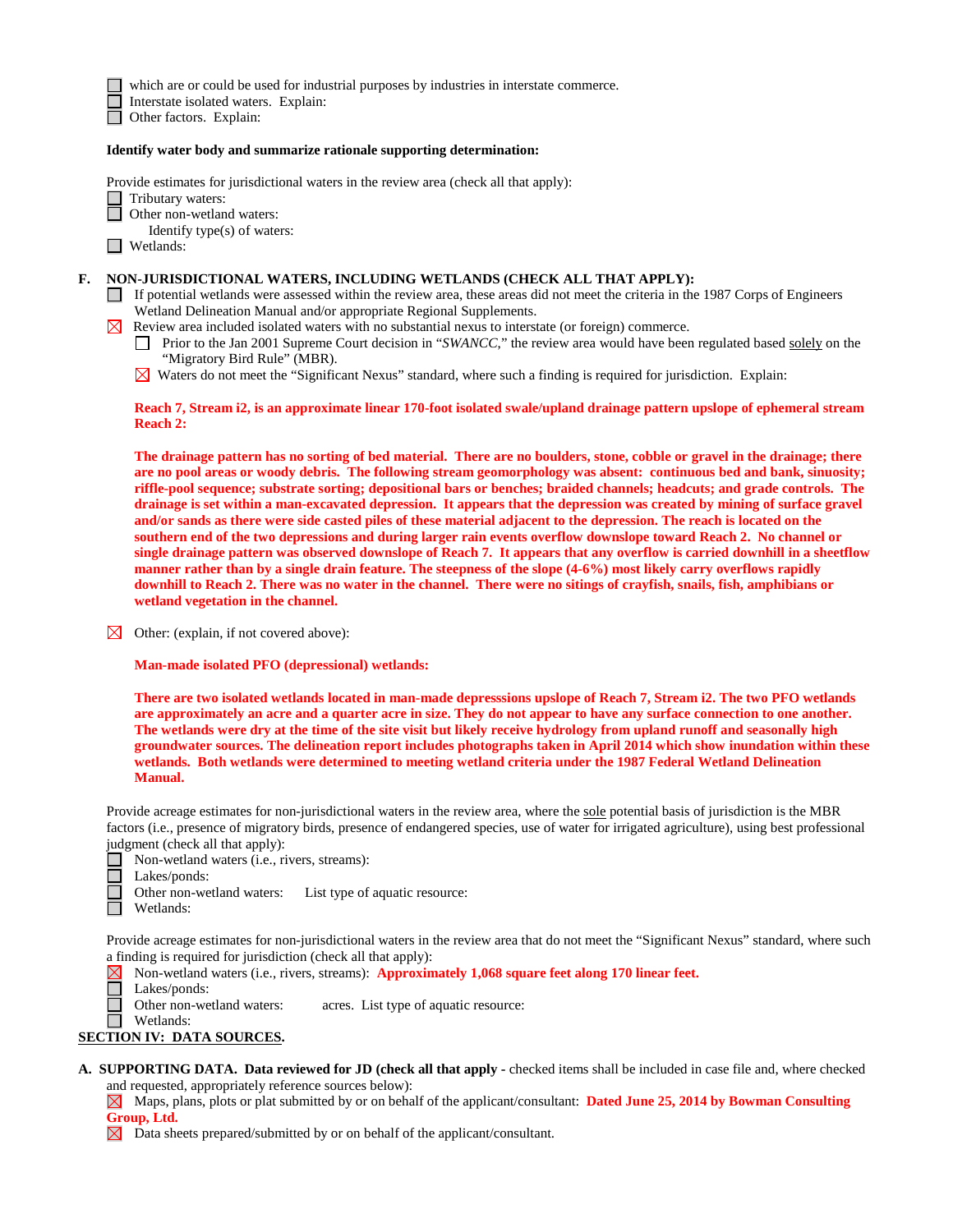☐ which are or could be used for industrial purposes by industries in interstate commerce.
☐ Interstate isolated waters. Explain:
☐ Other factors. Explain:

**Identify water body and summarize rationale supporting determination:**

Provide estimates for jurisdictional waters in the review area (check all that apply):
☐ Tributary waters:
☐ Other non-wetland waters:
  Identify type(s) of waters:
☐ Wetlands:

**F. NON-JURISDICTIONAL WATERS, INCLUDING WETLANDS (CHECK ALL THAT APPLY):**

☐ If potential wetlands were assessed within the review area, these areas did not meet the criteria in the 1987 Corps of Engineers Wetland Delineation Manual and/or appropriate Regional Supplements.

☒ Review area included isolated waters with no substantial nexus to interstate (or foreign) commerce.

☐ Prior to the Jan 2001 Supreme Court decision in "*SWANCC*," the review area would have been regulated based solely on the "Migratory Bird Rule" (MBR).

☒ Waters do not meet the "Significant Nexus" standard, where such a finding is required for jurisdiction. Explain:

**Reach 7, Stream i2, is an approximate linear 170-foot isolated swale/upland drainage pattern upslope of ephemeral stream Reach 2:**

**The drainage pattern has no sorting of bed material. There are no boulders, stone, cobble or gravel in the drainage; there are no pool areas or woody debris. The following stream geomorphology was absent: continuous bed and bank, sinuosity; riffle-pool sequence; substrate sorting; depositional bars or benches; braided channels; headcuts; and grade controls. The drainage is set within a man-excavated depression. It appears that the depression was created by mining of surface gravel and/or sands as there were side casted piles of these material adjacent to the depression. The reach is located on the southern end of the two depressions and during larger rain events overflow downslope toward Reach 2. No channel or single drainage pattern was observed downslope of Reach 7. It appears that any overflow is carried downhill in a sheetflow manner rather than by a single drain feature. The steepness of the slope (4-6%) most likely carry overflows rapidly downhill to Reach 2. There was no water in the channel. There were no sitings of crayfish, snails, fish, amphibians or wetland vegetation in the channel.**

☒ Other: (explain, if not covered above):

**Man-made isolated PFO (depressional) wetlands:**

**There are two isolated wetlands located in man-made depresssions upslope of Reach 7, Stream i2. The two PFO wetlands are approximately an acre and a quarter acre in size. They do not appear to have any surface connection to one another. The wetlands were dry at the time of the site visit but likely receive hydrology from upland runoff and seasonally high groundwater sources. The delineation report includes photographs taken in April 2014 which show inundation within these wetlands. Both wetlands were determined to meeting wetland criteria under the 1987 Federal Wetland Delineation Manual.**

Provide acreage estimates for non-jurisdictional waters in the review area, where the sole potential basis of jurisdiction is the MBR factors (i.e., presence of migratory birds, presence of endangered species, use of water for irrigated agriculture), using best professional judgment (check all that apply):
☐ Non-wetland waters (i.e., rivers, streams):
☐ Lakes/ponds:
☐ Other non-wetland waters: List type of aquatic resource:
☐ Wetlands:

Provide acreage estimates for non-jurisdictional waters in the review area that do not meet the "Significant Nexus" standard, where such a finding is required for jurisdiction (check all that apply):
☒ Non-wetland waters (i.e., rivers, streams): **Approximately 1,068 square feet along 170 linear feet.**
☐ Lakes/ponds:
☐ Other non-wetland waters: acres. List type of aquatic resource:
☐ Wetlands:

## SECTION IV: DATA SOURCES.

**A. SUPPORTING DATA. Data reviewed for JD (check all that apply** - checked items shall be included in case file and, where checked and requested, appropriately reference sources below):
☒ Maps, plans, plots or plat submitted by or on behalf of the applicant/consultant: **Dated June 25, 2014 by Bowman Consulting Group, Ltd.**
☒ Data sheets prepared/submitted by or on behalf of the applicant/consultant.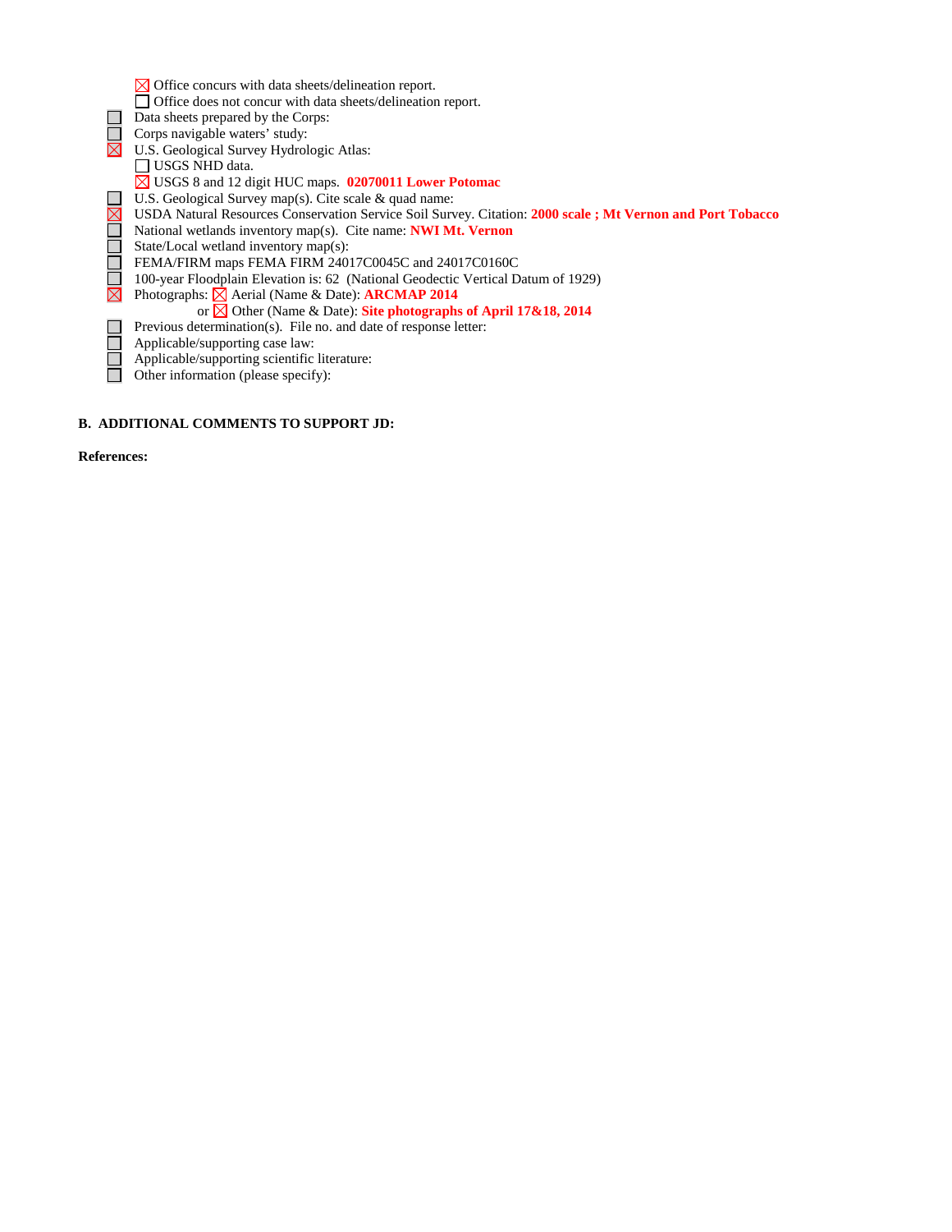- ☒ Office concurs with data sheets/delineation report.
- ☐ Office does not concur with data sheets/delineation report.

☐ Data sheets prepared by the Corps:
☐ Corps navigable waters' study:
☒ U.S. Geological Survey Hydrologic Atlas:
- ☐ USGS NHD data.
- ☒ USGS 8 and 12 digit HUC maps. **02070011 Lower Potomac**

☐ U.S. Geological Survey map(s). Cite scale & quad name:
☒ USDA Natural Resources Conservation Service Soil Survey. Citation: **2000 scale ; Mt Vernon and Port Tobacco**
☐ National wetlands inventory map(s). Cite name: **NWI Mt. Vernon**
☐ State/Local wetland inventory map(s):
☐ FEMA/FIRM maps FEMA FIRM 24017C0045C and 24017C0160C
☐ 100-year Floodplain Elevation is: 62 (National Geodectic Vertical Datum of 1929)
☒ Photographs: ☒ Aerial (Name & Date): **ARCMAP 2014**
or ☒ Other (Name & Date): **Site photographs of April 17&18, 2014**
☐ Previous determination(s). File no. and date of response letter:
☐ Applicable/supporting case law:
☐ Applicable/supporting scientific literature:
☐ Other information (please specify):

**B. ADDITIONAL COMMENTS TO SUPPORT JD:**

**References:**